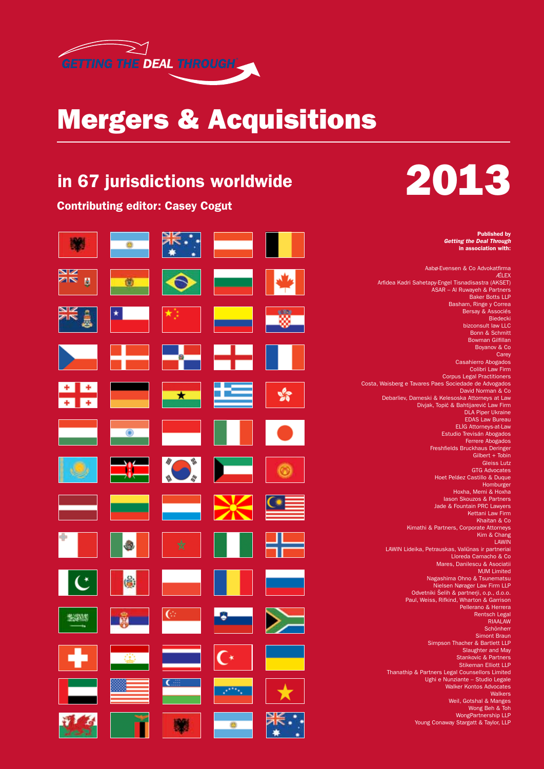GETTING THE DEAL THROUGH

# Mergers & Acquisitions

## in 67 jurisdictions worldwide

# 2013

**Contributing editor: Casey Cogut**

**Published by**
***Getting the Deal Through***
**in association with:**

Aabø-Evensen & Co Advokatfirma
ÆLEX
Arfidea Kadri Sahetapy-Engel Tisnadisastra (AKSET)
ASAR – Al Ruwayeh & Partners
Baker Botts LLP
Basham, Ringe y Correa
Bersay & Associés
Biedecki
bizconsult law LLC
Bonn & Schmitt
Bowman Gilfillan
Boyanov & Co
Carey
Casahierro Abogados
Colibri Law Firm
Corpus Legal Practitioners
Costa, Waisberg e Tavares Paes Sociedade de Advogados
David Norman & Co
Debarliev, Dameski & Kelesoska Attorneys at Law
Divjak, Topić & Bahtijarević Law Firm
DLA Piper Ukraine
EDAS Law Bureau
ELIG Attorneys-at-Law
Estudio Trevisán Abogados
Ferrere Abogados
Freshfields Bruckhaus Deringer
Gilbert + Tobin
Gleiss Lutz
GTG Advocates
Hoet Peláez Castillo & Duque
Homburger
Hoxha, Memi & Hoxha
Iason Skouzos & Partners
Jade & Fountain PRC Lawyers
Kettani Law Firm
Khaitan & Co
Kimathi & Partners, Corporate Attorneys
Kim & Chang
LAWIN
LAWIN Lideika, Petrauskas, Valiūnas ir partneriai
Lloreda Camacho & Co
Mares, Danilescu & Asociatii
MJM Limited
Nagashima Ohno & Tsunematsu
Nielsen Nørager Law Firm LLP
Odvetniki Šelih & partnerji, o.p., d.o.o.
Paul, Weiss, Rifkind, Wharton & Garrison
Pellerano & Herrera
Rentsch Legal
RIAALAW
Schönherr
Simont Braun
Simpson Thacher & Bartlett LLP
Slaughter and May
Stankovic & Partners
Stikeman Elliott LLP
Thanathip & Partners Legal Counsellors Limited
Ughi e Nunziante – Studio Legale
Walker Kontos Advocates
Walkers
Weil, Gotshal & Manges
Wong Beh & Toh
WongPartnership LLP
Young Conaway Stargatt & Taylor, LLP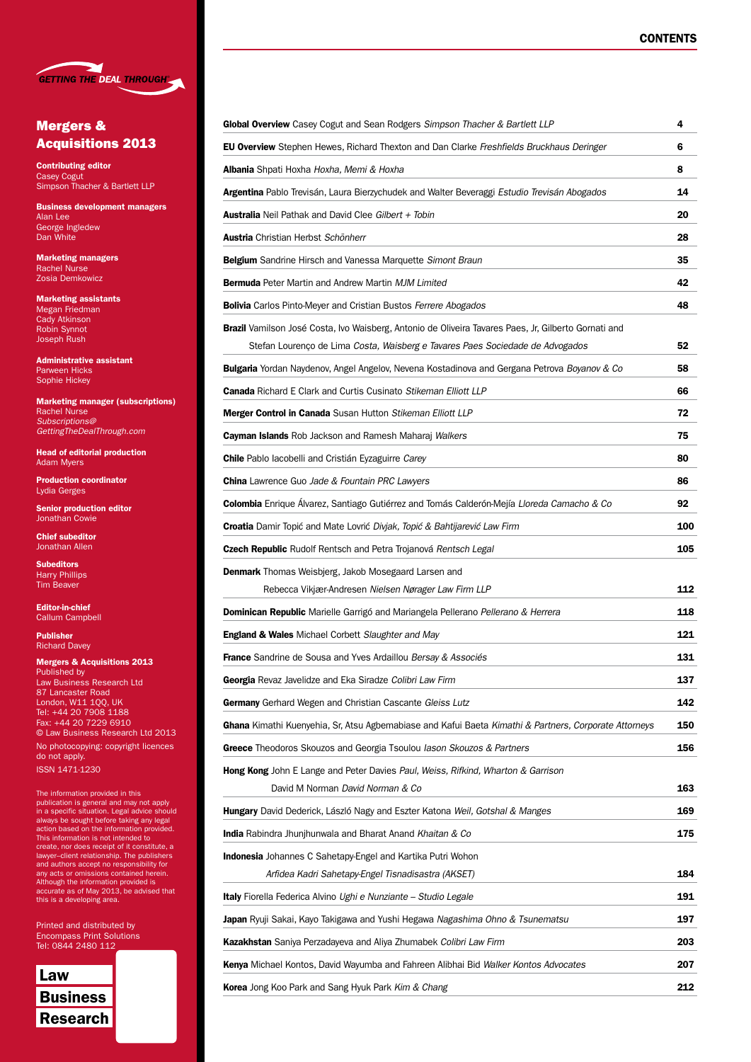GETTING THE DEAL THROUGH

# Mergers & Acquisitions 2013

**Contributing editor**
Casey Cogut
Simpson Thacher & Bartlett LLP

**Business development managers**
Alan Lee
George Ingledew
Dan White

**Marketing managers**
Rachel Nurse
Zosia Demkowicz

**Marketing assistants**
Megan Friedman
Cady Atkinson
Robin Synnot
Joseph Rush

**Administrative assistant**
Parween Hicks
Sophie Hickey

**Marketing manager (subscriptions)**
Rachel Nurse
*Subscriptions@GettingTheDealThrough.com*

**Head of editorial production**
Adam Myers

**Production coordinator**
Lydia Gerges

**Senior production editor**
Jonathan Cowie

**Chief subeditor**
Jonathan Allen

**Subeditors**
Harry Phillips
Tim Beaver

**Editor-in-chief**
Callum Campbell

**Publisher**
Richard Davey

**Mergers & Acquisitions 2013**
Published by
Law Business Research Ltd
87 Lancaster Road
London, W11 1QQ, UK
Tel: +44 20 7908 1188
Fax: +44 20 7229 6910
© Law Business Research Ltd 2013
No photocopying: copyright licences do not apply.
ISSN 1471-1230

The information provided in this publication is general and may not apply in a specific situation. Legal advice should always be sought before taking any legal action based on the information provided. This information is not intended to create, nor does receipt of it constitute, a lawyer–client relationship. The publishers and authors accept no responsibility for any acts or omissions contained herein. Although the information provided is accurate as of May 2013, be advised that this is a developing area.

Printed and distributed by
Encompass Print Solutions
Tel: 0844 2480 112

Law Business Research

## CONTENTS

| | |
|---|---|
| **Global Overview** Casey Cogut and Sean Rodgers *Simpson Thacher & Bartlett LLP* | 4 |
| **EU Overview** Stephen Hewes, Richard Thexton and Dan Clarke *Freshfields Bruckhaus Deringer* | 6 |
| **Albania** Shpati Hoxha *Hoxha, Memi & Hoxha* | 8 |
| **Argentina** Pablo Trevisán, Laura Bierzychudek and Walter Beveraggi *Estudio Trevisán Abogados* | 14 |
| **Australia** Neil Pathak and David Clee *Gilbert + Tobin* | 20 |
| **Austria** Christian Herbst *Schönherr* | 28 |
| **Belgium** Sandrine Hirsch and Vanessa Marquette *Simont Braun* | 35 |
| **Bermuda** Peter Martin and Andrew Martin *MJM Limited* | 42 |
| **Bolivia** Carlos Pinto-Meyer and Cristian Bustos *Ferrere Abogados* | 48 |
| **Brazil** Vamilson José Costa, Ivo Waisberg, Antonio de Oliveira Tavares Paes, Jr, Gilberto Gornati and Stefan Lourenço de Lima *Costa, Waisberg e Tavares Paes Sociedade de Advogados* | 52 |
| **Bulgaria** Yordan Naydenov, Angel Angelov, Nevena Kostadinova and Gergana Petrova *Boyanov & Co* | 58 |
| **Canada** Richard E Clark and Curtis Cusinato *Stikeman Elliott LLP* | 66 |
| **Merger Control in Canada** Susan Hutton *Stikeman Elliott LLP* | 72 |
| **Cayman Islands** Rob Jackson and Ramesh Maharaj *Walkers* | 75 |
| **Chile** Pablo Iacobelli and Cristián Eyzaguirre *Carey* | 80 |
| **China** Lawrence Guo *Jade & Fountain PRC Lawyers* | 86 |
| **Colombia** Enrique Álvarez, Santiago Gutiérrez and Tomás Calderón-Mejía *Lloreda Camacho & Co* | 92 |
| **Croatia** Damir Topić and Mate Lovrić *Divjak, Topić & Bahtijarević Law Firm* | 100 |
| **Czech Republic** Rudolf Rentsch and Petra Trojanová *Rentsch Legal* | 105 |
| **Denmark** Thomas Weisbjerg, Jakob Mosegaard Larsen and Rebecca Vikjær-Andresen *Nielsen Nørager Law Firm LLP* | 112 |
| **Dominican Republic** Marielle Garrigó and Mariangela Pellerano *Pellerano & Herrera* | 118 |
| **England & Wales** Michael Corbett *Slaughter and May* | 121 |
| **France** Sandrine de Sousa and Yves Ardaillou *Bersay & Associés* | 131 |
| **Georgia** Revaz Javelidze and Eka Siradze *Colibri Law Firm* | 137 |
| **Germany** Gerhard Wegen and Christian Cascante *Gleiss Lutz* | 142 |
| **Ghana** Kimathi Kuenyehia, Sr, Atsu Agbemabiase and Kafui Baeta *Kimathi & Partners, Corporate Attorneys* | 150 |
| **Greece** Theodoros Skouzos and Georgia Tsoulou *Iason Skouzos & Partners* | 156 |
| **Hong Kong** John E Lange and Peter Davies *Paul, Weiss, Rifkind, Wharton & Garrison* David M Norman *David Norman & Co* | 163 |
| **Hungary** David Dederick, László Nagy and Eszter Katona *Weil, Gotshal & Manges* | 169 |
| **India** Rabindra Jhunjhunwala and Bharat Anand *Khaitan & Co* | 175 |
| **Indonesia** Johannes C Sahetapy-Engel and Kartika Putri Wohon *Arfidea Kadri Sahetapy-Engel Tisnadisastra (AKSET)* | 184 |
| **Italy** Fiorella Federica Alvino *Ughi e Nunziante – Studio Legale* | 191 |
| **Japan** Ryuji Sakai, Kayo Takigawa and Yushi Hegawa *Nagashima Ohno & Tsunematsu* | 197 |
| **Kazakhstan** Saniya Perzadayeva and Aliya Zhumabek *Colibri Law Firm* | 203 |
| **Kenya** Michael Kontos, David Wayumba and Fahreen Alibhai Bid *Walker Kontos Advocates* | 207 |
| **Korea** Jong Koo Park and Sang Hyuk Park *Kim & Chang* | 212 |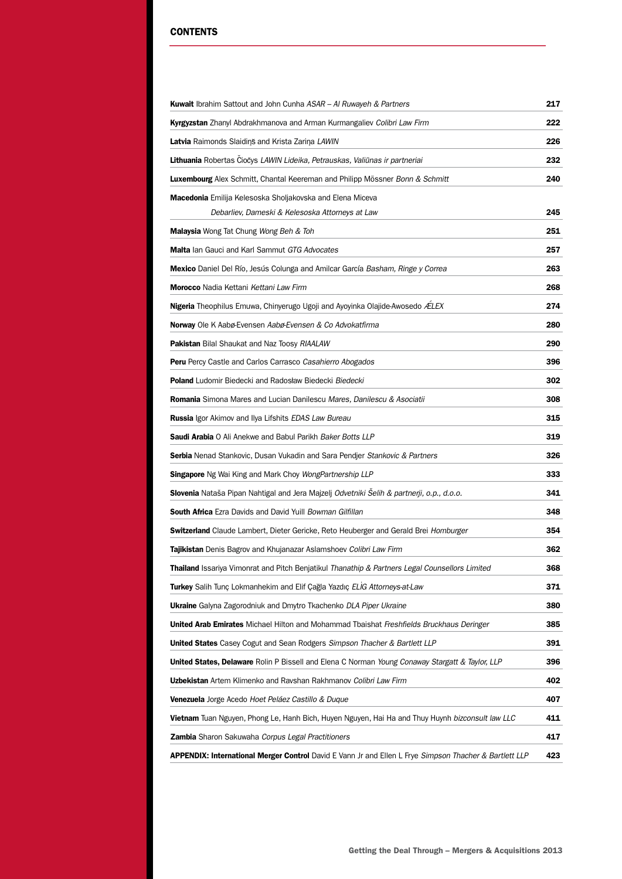## CONTENTS

| | |
|---|---|
| **Kuwait** Ibrahim Sattout and John Cunha *ASAR – Al Ruwayeh & Partners* | **217** |
| **Kyrgyzstan** Zhanyl Abdrakhmanova and Arman Kurmangaliev *Colibri Law Firm* | **222** |
| **Latvia** Raimonds Slaidiņš and Krista Zariņa *LAWIN* | **226** |
| **Lithuania** Robertas Čiočys *LAWIN Lideika, Petrauskas, Valiūnas ir partneriai* | **232** |
| **Luxembourg** Alex Schmitt, Chantal Keereman and Philipp Mössner *Bonn & Schmitt* | **240** |
| **Macedonia** Emilija Kelesoska Sholjakovska and Elena Miceva *Debarliev, Dameski & Kelesoska Attorneys at Law* | **245** |
| **Malaysia** Wong Tat Chung *Wong Beh & Toh* | **251** |
| **Malta** Ian Gauci and Karl Sammut *GTG Advocates* | **257** |
| **Mexico** Daniel Del Río, Jesús Colunga and Amilcar García *Basham, Ringe y Correa* | **263** |
| **Morocco** Nadia Kettani *Kettani Law Firm* | **268** |
| **Nigeria** Theophilus Emuwa, Chinyerugo Ugoji and Ayoyinka Olajide-Awosedo *ǼLEX* | **274** |
| **Norway** Ole K Aabø-Evensen *Aabø-Evensen & Co Advokatfirma* | **280** |
| **Pakistan** Bilal Shaukat and Naz Toosy *RIAALAW* | **290** |
| **Peru** Percy Castle and Carlos Carrasco *Casahierro Abogados* | **396** |
| **Poland** Ludomir Biedecki and Radosław Biedecki *Biedecki* | **302** |
| **Romania** Simona Mares and Lucian Danilescu *Mares, Danilescu & Asociatii* | **308** |
| **Russia** Igor Akimov and Ilya Lifshits *EDAS Law Bureau* | **315** |
| **Saudi Arabia** O Ali Anekwe and Babul Parikh *Baker Botts LLP* | **319** |
| **Serbia** Nenad Stankovic, Dusan Vukadin and Sara Pendjer *Stankovic & Partners* | **326** |
| **Singapore** Ng Wai King and Mark Choy *WongPartnership LLP* | **333** |
| **Slovenia** Nataša Pipan Nahtigal and Jera Majzelj *Odvetniki Šelih & partnerji, o.p., d.o.o.* | **341** |
| **South Africa** Ezra Davids and David Yuill *Bowman Gilfillan* | **348** |
| **Switzerland** Claude Lambert, Dieter Gericke, Reto Heuberger and Gerald Brei *Homburger* | **354** |
| **Tajikistan** Denis Bagrov and Khujanazar Aslamshoev *Colibri Law Firm* | **362** |
| **Thailand** Issariya Vimonrat and Pitch Benjatikul *Thanathip & Partners Legal Counsellors Limited* | **368** |
| **Turkey** Salih Tunç Lokmanhekim and Elif Çağla Yazdıç *ELİG Attorneys-at-Law* | **371** |
| **Ukraine** Galyna Zagorodniuk and Dmytro Tkachenko *DLA Piper Ukraine* | **380** |
| **United Arab Emirates** Michael Hilton and Mohammad Tbaishat *Freshfields Bruckhaus Deringer* | **385** |
| **United States** Casey Cogut and Sean Rodgers *Simpson Thacher & Bartlett LLP* | **391** |
| **United States, Delaware** Rolin P Bissell and Elena C Norman *Young Conaway Stargatt & Taylor, LLP* | **396** |
| **Uzbekistan** Artem Klimenko and Ravshan Rakhmanov *Colibri Law Firm* | **402** |
| **Venezuela** Jorge Acedo *Hoet Peláez Castillo & Duque* | **407** |
| **Vietnam** Tuan Nguyen, Phong Le, Hanh Bich, Huyen Nguyen, Hai Ha and Thuy Huynh *bizconsult law LLC* | **411** |
| **Zambia** Sharon Sakuwaha *Corpus Legal Practitioners* | **417** |
| **APPENDIX: International Merger Control** David E Vann Jr and Ellen L Frye *Simpson Thacher & Bartlett LLP* | **423** |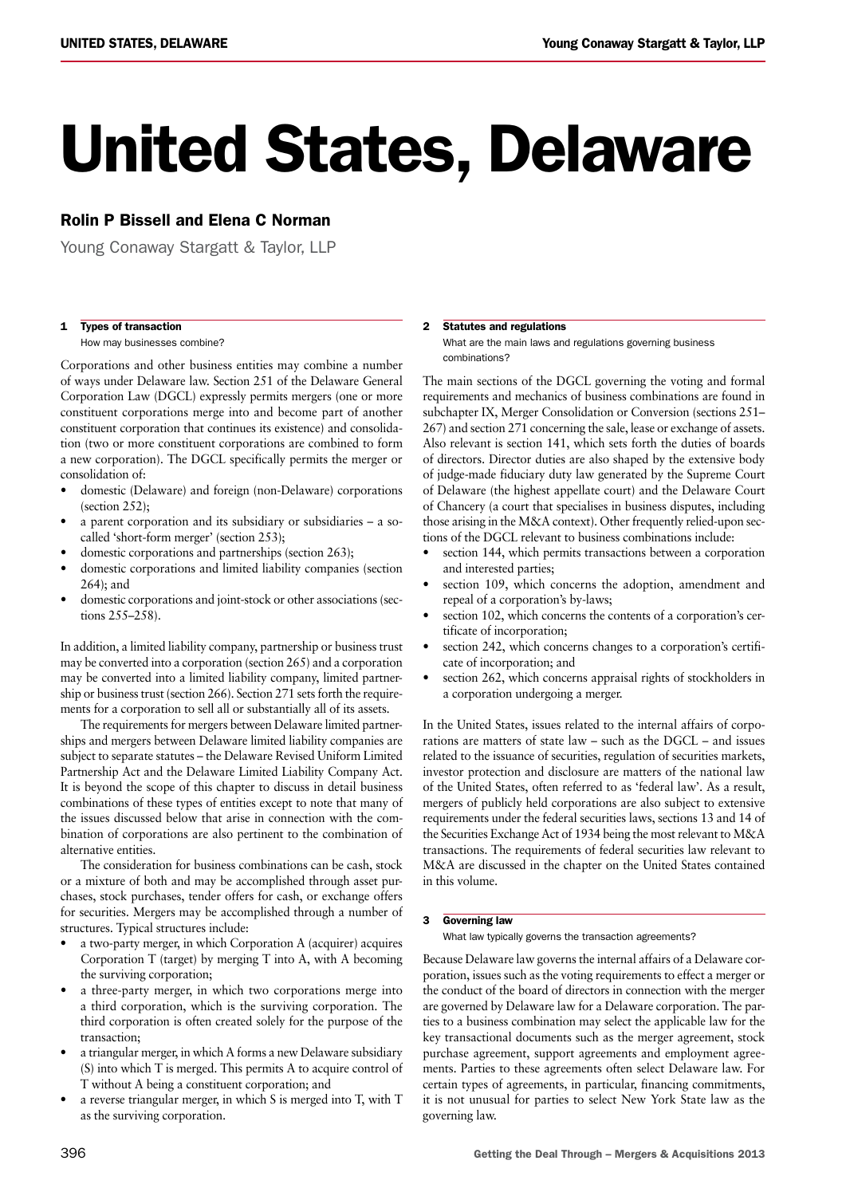# United States, Delaware

## Rolin P Bissell and Elena C Norman

Young Conaway Stargatt & Taylor, LLP

### 1 Types of transaction

How may businesses combine?

Corporations and other business entities may combine a number of ways under Delaware law. Section 251 of the Delaware General Corporation Law (DGCL) expressly permits mergers (one or more constituent corporations merge into and become part of another constituent corporation that continues its existence) and consolidation (two or more constituent corporations are combined to form a new corporation). The DGCL specifically permits the merger or consolidation of:

- domestic (Delaware) and foreign (non-Delaware) corporations (section 252);
- a parent corporation and its subsidiary or subsidiaries – a so-called 'short-form merger' (section 253);
- domestic corporations and partnerships (section 263);
- domestic corporations and limited liability companies (section 264); and
- domestic corporations and joint-stock or other associations (sections 255–258).

In addition, a limited liability company, partnership or business trust may be converted into a corporation (section 265) and a corporation may be converted into a limited liability company, limited partnership or business trust (section 266). Section 271 sets forth the requirements for a corporation to sell all or substantially all of its assets.

The requirements for mergers between Delaware limited partnerships and mergers between Delaware limited liability companies are subject to separate statutes – the Delaware Revised Uniform Limited Partnership Act and the Delaware Limited Liability Company Act. It is beyond the scope of this chapter to discuss in detail business combinations of these types of entities except to note that many of the issues discussed below that arise in connection with the combination of corporations are also pertinent to the combination of alternative entities.

The consideration for business combinations can be cash, stock or a mixture of both and may be accomplished through asset purchases, stock purchases, tender offers for cash, or exchange offers for securities. Mergers may be accomplished through a number of structures. Typical structures include:

- a two-party merger, in which Corporation A (acquirer) acquires Corporation T (target) by merging T into A, with A becoming the surviving corporation;
- a three-party merger, in which two corporations merge into a third corporation, which is the surviving corporation. The third corporation is often created solely for the purpose of the transaction;
- a triangular merger, in which A forms a new Delaware subsidiary (S) into which T is merged. This permits A to acquire control of T without A being a constituent corporation; and
- a reverse triangular merger, in which S is merged into T, with T as the surviving corporation.

### 2 Statutes and regulations

What are the main laws and regulations governing business combinations?

The main sections of the DGCL governing the voting and formal requirements and mechanics of business combinations are found in subchapter IX, Merger Consolidation or Conversion (sections 251–267) and section 271 concerning the sale, lease or exchange of assets. Also relevant is section 141, which sets forth the duties of boards of directors. Director duties are also shaped by the extensive body of judge-made fiduciary duty law generated by the Supreme Court of Delaware (the highest appellate court) and the Delaware Court of Chancery (a court that specialises in business disputes, including those arising in the M&A context). Other frequently relied-upon sections of the DGCL relevant to business combinations include:

- section 144, which permits transactions between a corporation and interested parties;
- section 109, which concerns the adoption, amendment and repeal of a corporation's by-laws;
- section 102, which concerns the contents of a corporation's certificate of incorporation;
- section 242, which concerns changes to a corporation's certificate of incorporation; and
- section 262, which concerns appraisal rights of stockholders in a corporation undergoing a merger.

In the United States, issues related to the internal affairs of corporations are matters of state law – such as the DGCL – and issues related to the issuance of securities, regulation of securities markets, investor protection and disclosure are matters of the national law of the United States, often referred to as 'federal law'. As a result, mergers of publicly held corporations are also subject to extensive requirements under the federal securities laws, sections 13 and 14 of the Securities Exchange Act of 1934 being the most relevant to M&A transactions. The requirements of federal securities law relevant to M&A are discussed in the chapter on the United States contained in this volume.

### 3 Governing law

What law typically governs the transaction agreements?

Because Delaware law governs the internal affairs of a Delaware corporation, issues such as the voting requirements to effect a merger or the conduct of the board of directors in connection with the merger are governed by Delaware law for a Delaware corporation. The parties to a business combination may select the applicable law for the key transactional documents such as the merger agreement, stock purchase agreement, support agreements and employment agreements. Parties to these agreements often select Delaware law. For certain types of agreements, in particular, financing commitments, it is not unusual for parties to select New York State law as the governing law.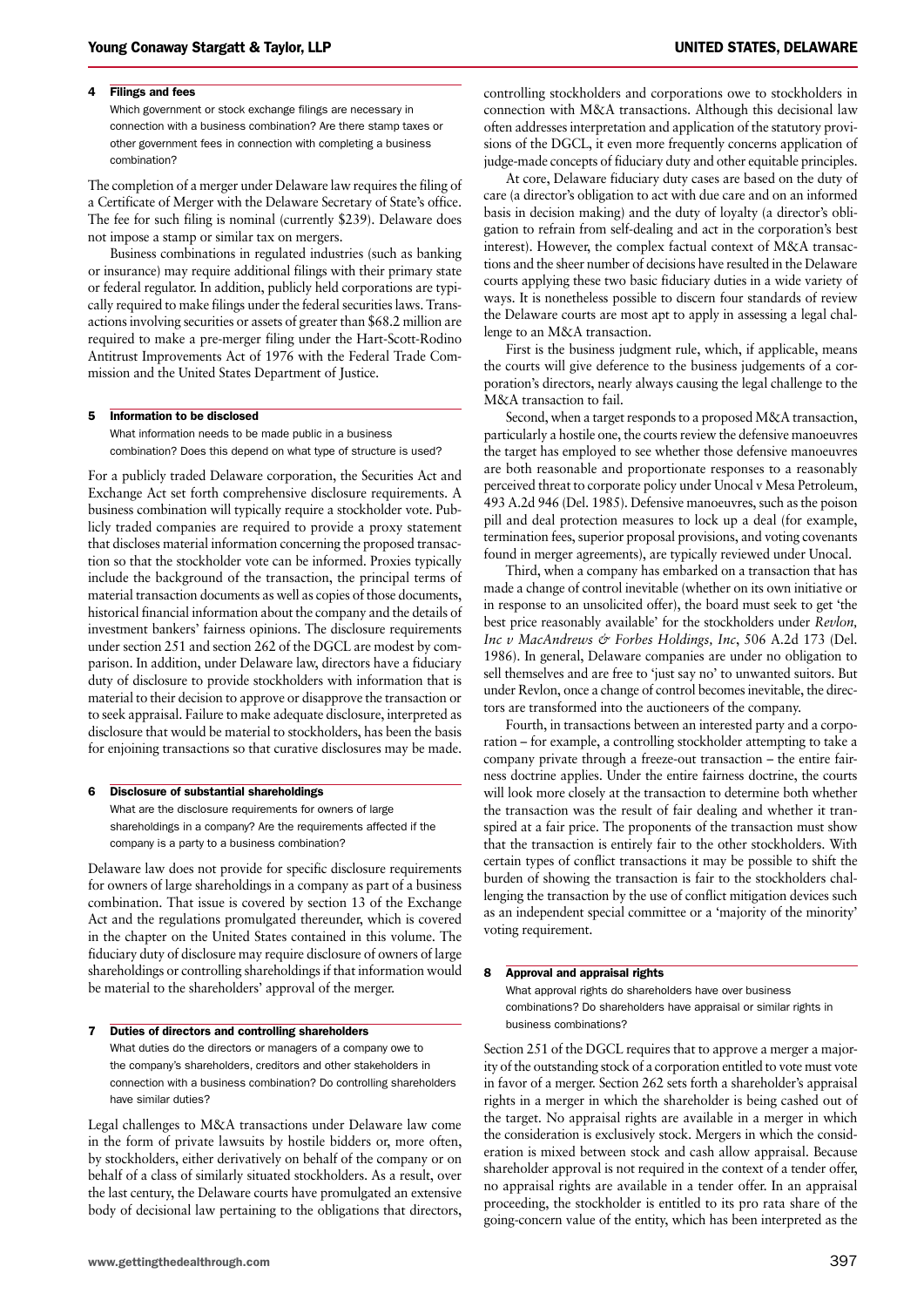## 4 Filings and fees

Which government or stock exchange filings are necessary in connection with a business combination? Are there stamp taxes or other government fees in connection with completing a business combination?

The completion of a merger under Delaware law requires the filing of a Certificate of Merger with the Delaware Secretary of State's office. The fee for such filing is nominal (currently $239). Delaware does not impose a stamp or similar tax on mergers.

Business combinations in regulated industries (such as banking or insurance) may require additional filings with their primary state or federal regulator. In addition, publicly held corporations are typically required to make filings under the federal securities laws. Transactions involving securities or assets of greater than $68.2 million are required to make a pre-merger filing under the Hart-Scott-Rodino Antitrust Improvements Act of 1976 with the Federal Trade Commission and the United States Department of Justice.

## 5 Information to be disclosed

What information needs to be made public in a business combination? Does this depend on what type of structure is used?

For a publicly traded Delaware corporation, the Securities Act and Exchange Act set forth comprehensive disclosure requirements. A business combination will typically require a stockholder vote. Publicly traded companies are required to provide a proxy statement that discloses material information concerning the proposed transaction so that the stockholder vote can be informed. Proxies typically include the background of the transaction, the principal terms of material transaction documents as well as copies of those documents, historical financial information about the company and the details of investment bankers' fairness opinions. The disclosure requirements under section 251 and section 262 of the DGCL are modest by comparison. In addition, under Delaware law, directors have a fiduciary duty of disclosure to provide stockholders with information that is material to their decision to approve or disapprove the transaction or to seek appraisal. Failure to make adequate disclosure, interpreted as disclosure that would be material to stockholders, has been the basis for enjoining transactions so that curative disclosures may be made.

## 6 Disclosure of substantial shareholdings

What are the disclosure requirements for owners of large shareholdings in a company? Are the requirements affected if the company is a party to a business combination?

Delaware law does not provide for specific disclosure requirements for owners of large shareholdings in a company as part of a business combination. That issue is covered by section 13 of the Exchange Act and the regulations promulgated thereunder, which is covered in the chapter on the United States contained in this volume. The fiduciary duty of disclosure may require disclosure of owners of large shareholdings or controlling shareholdings if that information would be material to the shareholders' approval of the merger.

## 7 Duties of directors and controlling shareholders

What duties do the directors or managers of a company owe to the company's shareholders, creditors and other stakeholders in connection with a business combination? Do controlling shareholders have similar duties?

Legal challenges to M&A transactions under Delaware law come in the form of private lawsuits by hostile bidders or, more often, by stockholders, either derivatively on behalf of the company or on behalf of a class of similarly situated stockholders. As a result, over the last century, the Delaware courts have promulgated an extensive body of decisional law pertaining to the obligations that directors, controlling stockholders and corporations owe to stockholders in connection with M&A transactions. Although this decisional law often addresses interpretation and application of the statutory provisions of the DGCL, it even more frequently concerns application of judge-made concepts of fiduciary duty and other equitable principles.

At core, Delaware fiduciary duty cases are based on the duty of care (a director's obligation to act with due care and on an informed basis in decision making) and the duty of loyalty (a director's obligation to refrain from self-dealing and act in the corporation's best interest). However, the complex factual context of M&A transactions and the sheer number of decisions have resulted in the Delaware courts applying these two basic fiduciary duties in a wide variety of ways. It is nonetheless possible to discern four standards of review the Delaware courts are most apt to apply in assessing a legal challenge to an M&A transaction.

First is the business judgment rule, which, if applicable, means the courts will give deference to the business judgements of a corporation's directors, nearly always causing the legal challenge to the M&A transaction to fail.

Second, when a target responds to a proposed M&A transaction, particularly a hostile one, the courts review the defensive manoeuvres the target has employed to see whether those defensive manoeuvres are both reasonable and proportionate responses to a reasonably perceived threat to corporate policy under Unocal v Mesa Petroleum, 493 A.2d 946 (Del. 1985). Defensive manoeuvres, such as the poison pill and deal protection measures to lock up a deal (for example, termination fees, superior proposal provisions, and voting covenants found in merger agreements), are typically reviewed under Unocal.

Third, when a company has embarked on a transaction that has made a change of control inevitable (whether on its own initiative or in response to an unsolicited offer), the board must seek to get 'the best price reasonably available' for the stockholders under *Revlon, Inc v MacAndrews & Forbes Holdings, Inc*, 506 A.2d 173 (Del. 1986). In general, Delaware companies are under no obligation to sell themselves and are free to 'just say no' to unwanted suitors. But under Revlon, once a change of control becomes inevitable, the directors are transformed into the auctioneers of the company.

Fourth, in transactions between an interested party and a corporation – for example, a controlling stockholder attempting to take a company private through a freeze-out transaction – the entire fairness doctrine applies. Under the entire fairness doctrine, the courts will look more closely at the transaction to determine both whether the transaction was the result of fair dealing and whether it transpired at a fair price. The proponents of the transaction must show that the transaction is entirely fair to the other stockholders. With certain types of conflict transactions it may be possible to shift the burden of showing the transaction is fair to the stockholders challenging the transaction by the use of conflict mitigation devices such as an independent special committee or a 'majority of the minority' voting requirement.

## 8 Approval and appraisal rights

What approval rights do shareholders have over business combinations? Do shareholders have appraisal or similar rights in business combinations?

Section 251 of the DGCL requires that to approve a merger a majority of the outstanding stock of a corporation entitled to vote must vote in favor of a merger. Section 262 sets forth a shareholder's appraisal rights in a merger in which the shareholder is being cashed out of the target. No appraisal rights are available in a merger in which the consideration is exclusively stock. Mergers in which the consideration is mixed between stock and cash allow appraisal. Because shareholder approval is not required in the context of a tender offer, no appraisal rights are available in a tender offer. In an appraisal proceeding, the stockholder is entitled to its pro rata share of the going-concern value of the entity, which has been interpreted as the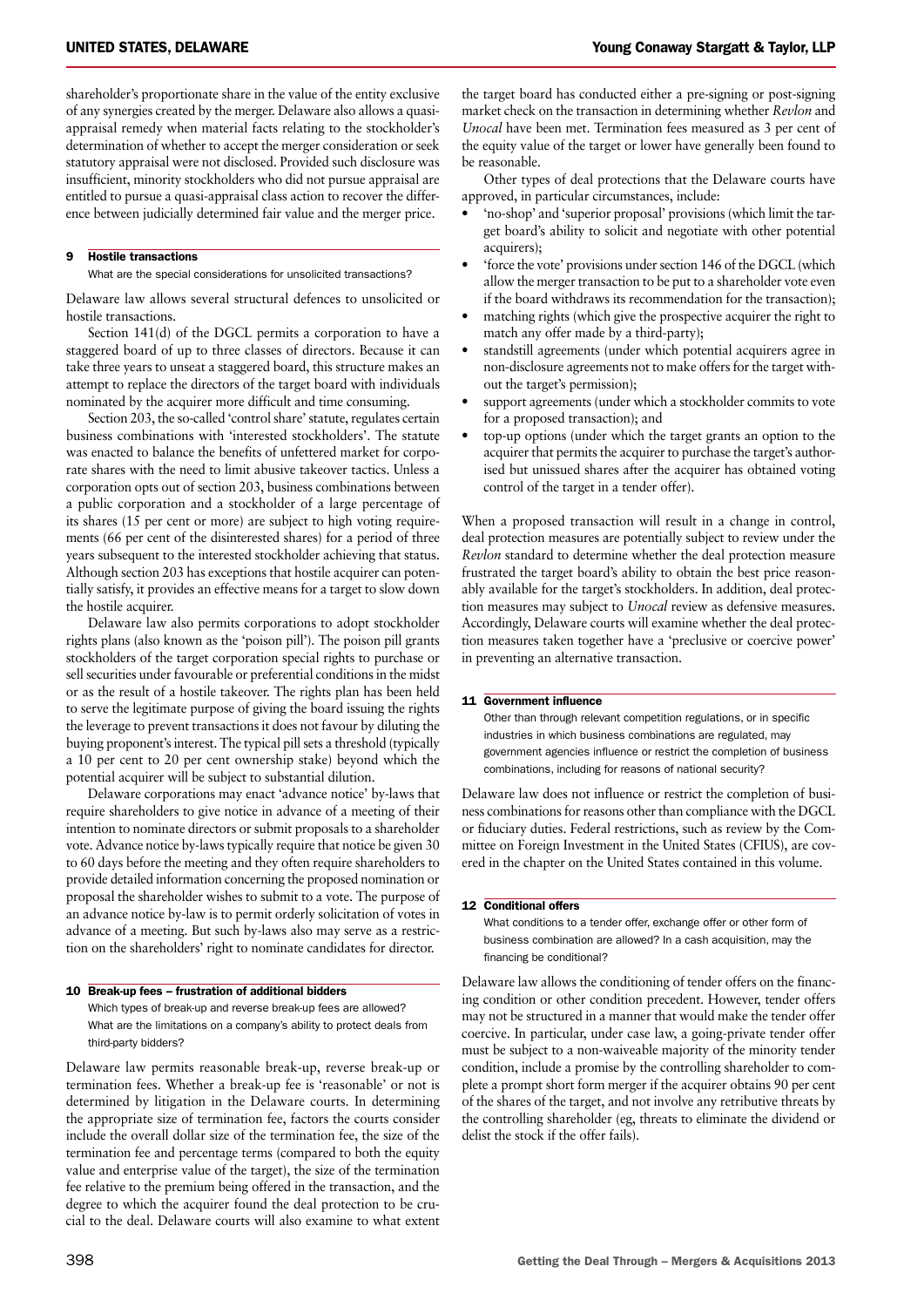shareholder's proportionate share in the value of the entity exclusive of any synergies created by the merger. Delaware also allows a quasi-appraisal remedy when material facts relating to the stockholder's determination of whether to accept the merger consideration or seek statutory appraisal were not disclosed. Provided such disclosure was insufficient, minority stockholders who did not pursue appraisal are entitled to pursue a quasi-appraisal class action to recover the difference between judicially determined fair value and the merger price.

## 9 Hostile transactions

What are the special considerations for unsolicited transactions?

Delaware law allows several structural defences to unsolicited or hostile transactions.

Section 141(d) of the DGCL permits a corporation to have a staggered board of up to three classes of directors. Because it can take three years to unseat a staggered board, this structure makes an attempt to replace the directors of the target board with individuals nominated by the acquirer more difficult and time consuming.

Section 203, the so-called 'control share' statute, regulates certain business combinations with 'interested stockholders'. The statute was enacted to balance the benefits of unfettered market for corporate shares with the need to limit abusive takeover tactics. Unless a corporation opts out of section 203, business combinations between a public corporation and a stockholder of a large percentage of its shares (15 per cent or more) are subject to high voting requirements (66 per cent of the disinterested shares) for a period of three years subsequent to the interested stockholder achieving that status. Although section 203 has exceptions that hostile acquirer can potentially satisfy, it provides an effective means for a target to slow down the hostile acquirer.

Delaware law also permits corporations to adopt stockholder rights plans (also known as the 'poison pill'). The poison pill grants stockholders of the target corporation special rights to purchase or sell securities under favourable or preferential conditions in the midst or as the result of a hostile takeover. The rights plan has been held to serve the legitimate purpose of giving the board issuing the rights the leverage to prevent transactions it does not favour by diluting the buying proponent's interest. The typical pill sets a threshold (typically a 10 per cent to 20 per cent ownership stake) beyond which the potential acquirer will be subject to substantial dilution.

Delaware corporations may enact 'advance notice' by-laws that require shareholders to give notice in advance of a meeting of their intention to nominate directors or submit proposals to a shareholder vote. Advance notice by-laws typically require that notice be given 30 to 60 days before the meeting and they often require shareholders to provide detailed information concerning the proposed nomination or proposal the shareholder wishes to submit to a vote. The purpose of an advance notice by-law is to permit orderly solicitation of votes in advance of a meeting. But such by-laws also may serve as a restriction on the shareholders' right to nominate candidates for director.

## 10 Break-up fees – frustration of additional bidders

Which types of break-up and reverse break-up fees are allowed? What are the limitations on a company's ability to protect deals from third-party bidders?

Delaware law permits reasonable break-up, reverse break-up or termination fees. Whether a break-up fee is 'reasonable' or not is determined by litigation in the Delaware courts. In determining the appropriate size of termination fee, factors the courts consider include the overall dollar size of the termination fee, the size of the termination fee and percentage terms (compared to both the equity value and enterprise value of the target), the size of the termination fee relative to the premium being offered in the transaction, and the degree to which the acquirer found the deal protection to be crucial to the deal. Delaware courts will also examine to what extent the target board has conducted either a pre-signing or post-signing market check on the transaction in determining whether *Revlon* and *Unocal* have been met. Termination fees measured as 3 per cent of the equity value of the target or lower have generally been found to be reasonable.

Other types of deal protections that the Delaware courts have approved, in particular circumstances, include:

- 'no-shop' and 'superior proposal' provisions (which limit the target board's ability to solicit and negotiate with other potential acquirers);
- 'force the vote' provisions under section 146 of the DGCL (which allow the merger transaction to be put to a shareholder vote even if the board withdraws its recommendation for the transaction);
- matching rights (which give the prospective acquirer the right to match any offer made by a third-party);
- standstill agreements (under which potential acquirers agree in non-disclosure agreements not to make offers for the target without the target's permission);
- support agreements (under which a stockholder commits to vote for a proposed transaction); and
- top-up options (under which the target grants an option to the acquirer that permits the acquirer to purchase the target's authorised but unissued shares after the acquirer has obtained voting control of the target in a tender offer).

When a proposed transaction will result in a change in control, deal protection measures are potentially subject to review under the *Revlon* standard to determine whether the deal protection measure frustrated the target board's ability to obtain the best price reasonably available for the target's stockholders. In addition, deal protection measures may subject to *Unocal* review as defensive measures. Accordingly, Delaware courts will examine whether the deal protection measures taken together have a 'preclusive or coercive power' in preventing an alternative transaction.

## 11 Government influence

Other than through relevant competition regulations, or in specific industries in which business combinations are regulated, may government agencies influence or restrict the completion of business combinations, including for reasons of national security?

Delaware law does not influence or restrict the completion of business combinations for reasons other than compliance with the DGCL or fiduciary duties. Federal restrictions, such as review by the Committee on Foreign Investment in the United States (CFIUS), are covered in the chapter on the United States contained in this volume.

## 12 Conditional offers

What conditions to a tender offer, exchange offer or other form of business combination are allowed? In a cash acquisition, may the financing be conditional?

Delaware law allows the conditioning of tender offers on the financing condition or other condition precedent. However, tender offers may not be structured in a manner that would make the tender offer coercive. In particular, under case law, a going-private tender offer must be subject to a non-waiveable majority of the minority tender condition, include a promise by the controlling shareholder to complete a prompt short form merger if the acquirer obtains 90 per cent of the shares of the target, and not involve any retributive threats by the controlling shareholder (eg, threats to eliminate the dividend or delist the stock if the offer fails).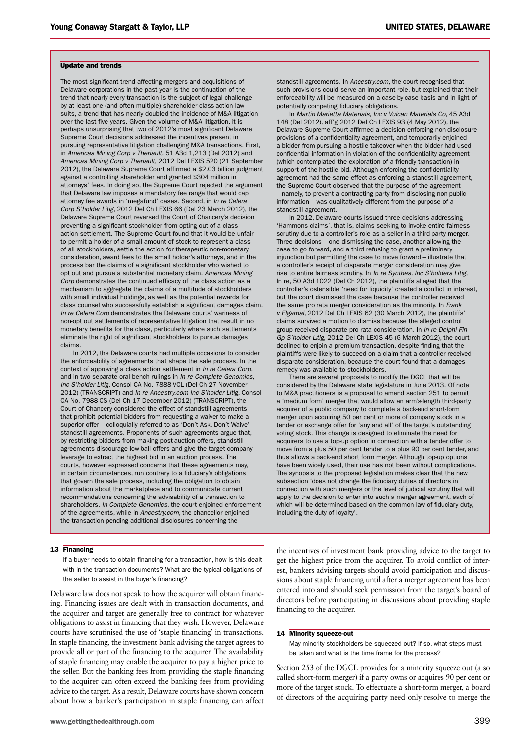### Update and trends

The most significant trend affecting mergers and acquisitions of Delaware corporations in the past year is the continuation of the trend that nearly every transaction is the subject of legal challenge by at least one (and often multiple) shareholder class-action law suits, a trend that has nearly doubled the incidence of M&A litigation over the last five years. Given the volume of M&A litigation, it is perhaps unsurprising that two of 2012's most significant Delaware Supreme Court decisions addressed the incentives present in pursuing representative litigation challenging M&A transactions. First, in *Americas Mining Corp v Theriault*, 51 A3d 1,213 (Del 2012) and *Americas Mining Corp v Theriault*, 2012 Del LEXIS 520 (21 September 2012), the Delaware Supreme Court affirmed a $2.03 billion judgment against a controlling shareholder and granted $304 million in attorneys' fees. In doing so, the Supreme Court rejected the argument that Delaware law imposes a mandatory fee range that would cap attorney fee awards in 'megafund' cases. Second, in *In re Celera Corp S'holder Litig*, 2012 Del Ch LEXIS 66 (Del 23 March 2012), the Delaware Supreme Court reversed the Court of Chancery's decision preventing a significant stockholder from opting out of a class-action settlement. The Supreme Court found that it would be unfair to permit a holder of a small amount of stock to represent a class of all stockholders, settle the action for therapeutic non-monetary consideration, award fees to the small holder's attorneys, and in the process bar the claims of a significant stockholder who wished to opt out and pursue a substantial monetary claim. *Americas Mining Corp* demonstrates the continued efficacy of the class action as a mechanism to aggregate the claims of a multitude of stockholders with small individual holdings, as well as the potential rewards for class counsel who successfully establish a significant damages claim. *In re Celera Corp* demonstrates the Delaware courts' wariness of non-opt out settlements of representative litigation that result in no monetary benefits for the class, particularly where such settlements eliminate the right of significant stockholders to pursue damages claims.

In 2012, the Delaware courts had multiple occasions to consider the enforceability of agreements that shape the sale process. In the context of approving a class action settlement in *In re Celera Corp*, and in two separate oral bench rulings in *In re Complete Genomics, Inc S'holder Litig*, Consol CA No. 7888-VCL (Del Ch 27 November 2012) (TRANSCRIPT) and *In re Ancestry.com Inc S'holder Litig*, Consol CA No. 7988-CS (Del Ch 17 December 2012) (TRANSCRIPT), the Court of Chancery considered the effect of standstill agreements that prohibit potential bidders from requesting a waiver to make a superior offer – colloquially referred to as 'Don't Ask, Don't Waive' standstill agreements. Proponents of such agreements argue that, by restricting bidders from making post-auction offers, standstill agreements discourage low-ball offers and give the target company leverage to extract the highest bid in an auction process. The courts, however, expressed concerns that these agreements may, in certain circumstances, run contrary to a fiduciary's obligations that govern the sale process, including the obligation to obtain information about the marketplace and to communicate current recommendations concerning the advisability of a transaction to shareholders. *In Complete Genomics*, the court enjoined enforcement of the agreements, while in *Ancestry.com*, the chancellor enjoined the transaction pending additional disclosures concerning the standstill agreements. In *Ancestry.com*, the court recognised that such provisions could serve an important role, but explained that their enforceability will be measured on a case-by-case basis and in light of potentially competing fiduciary obligations.

In *Martin Marietta Materials, Inc v Vulcan Materials Co*, 45 A3d 148 (Del 2012), aff'g 2012 Del Ch LEXIS 93 (4 May 2012), the Delaware Supreme Court affirmed a decision enforcing non-disclosure provisions of a confidentiality agreement, and temporarily enjoined a bidder from pursuing a hostile takeover when the bidder had used confidential information in violation of the confidentiality agreement (which contemplated the exploration of a friendly transaction) in support of the hostile bid. Although enforcing the confidentiality agreement had the same effect as enforcing a standstill agreement, the Supreme Court observed that the purpose of the agreement – namely, to prevent a contracting party from disclosing non-public information – was qualitatively different from the purpose of a standstill agreement.

In 2012, Delaware courts issued three decisions addressing 'Hammons claims', that is, claims seeking to invoke entire fairness scrutiny due to a controller's role as a seller in a third-party merger. Three decisions – one dismissing the case, another allowing the case to go forward, and a third refusing to grant a preliminary injunction but permitting the case to move forward – illustrate that a controller's receipt of disparate merger consideration may give rise to entire fairness scrutiny. In *In re Synthes, Inc S'holders Litig*, In re, 50 A3d 1022 (Del Ch 2012), the plaintiffs alleged that the controller's ostensible 'need for liquidity' created a conflict in interest, but the court dismissed the case because the controller received the same pro rata merger consideration as the minority. In *Frank v Elgamal*, 2012 Del Ch LEXIS 62 (30 March 2012), the plaintiffs' claims survived a motion to dismiss because the alleged control group received disparate pro rata consideration. In *In re Delphi Fin Gp S'holder Litig*, 2012 Del Ch LEXIS 45 (6 March 2012), the court declined to enjoin a premium transaction, despite finding that the plaintiffs were likely to succeed on a claim that a controller received disparate consideration, because the court found that a damages remedy was available to stockholders.

There are several proposals to modify the DGCL that will be considered by the Delaware state legislature in June 2013. Of note to M&A practitioners is a proposal to amend section 251 to permit a 'medium form' merger that would allow an arm's-length third-party acquirer of a public company to complete a back-end short-form merger upon acquiring 50 per cent or more of company stock in a tender or exchange offer for 'any and all' of the target's outstanding voting stock. This change is designed to eliminate the need for acquirers to use a top-up option in connection with a tender offer to move from a plus 50 per cent tender to a plus 90 per cent tender, and thus allows a back-end short form merger. Although top-up options have been widely used, their use has not been without complications. The synopsis to the proposed legislation makes clear that the new subsection 'does not change the fiduciary duties of directors in connection with such mergers or the level of judicial scrutiny that will apply to the decision to enter into such a merger agreement, each of which will be determined based on the common law of fiduciary duty, including the duty of loyalty'.

### 13 Financing

*If a buyer needs to obtain financing for a transaction, how is this dealt with in the transaction documents? What are the typical obligations of the seller to assist in the buyer's financing?*

Delaware law does not speak to how the acquirer will obtain financing. Financing issues are dealt with in transaction documents, and the acquirer and target are generally free to contract for whatever obligations to assist in financing that they wish. However, Delaware courts have scrutinised the use of 'staple financing' in transactions. In staple financing, the investment bank advising the target agrees to provide all or part of the financing to the acquirer. The availability of staple financing may enable the acquirer to pay a higher price to the seller. But the banking fees from providing the staple financing to the acquirer can often exceed the banking fees from providing advice to the target. As a result, Delaware courts have shown concern about how a banker's participation in staple financing can affect the incentives of investment bank providing advice to the target to get the highest price from the acquirer. To avoid conflict of interest, bankers advising targets should avoid participation and discussions about staple financing until after a merger agreement has been entered into and should seek permission from the target's board of directors before participating in discussions about providing staple financing to the acquirer.

### 14 Minority squeeze-out

*May minority stockholders be squeezed out? If so, what steps must be taken and what is the time frame for the process?*

Section 253 of the DGCL provides for a minority squeeze out (a so called short-form merger) if a party owns or acquires 90 per cent or more of the target stock. To effectuate a short-form merger, a board of directors of the acquiring party need only resolve to merge the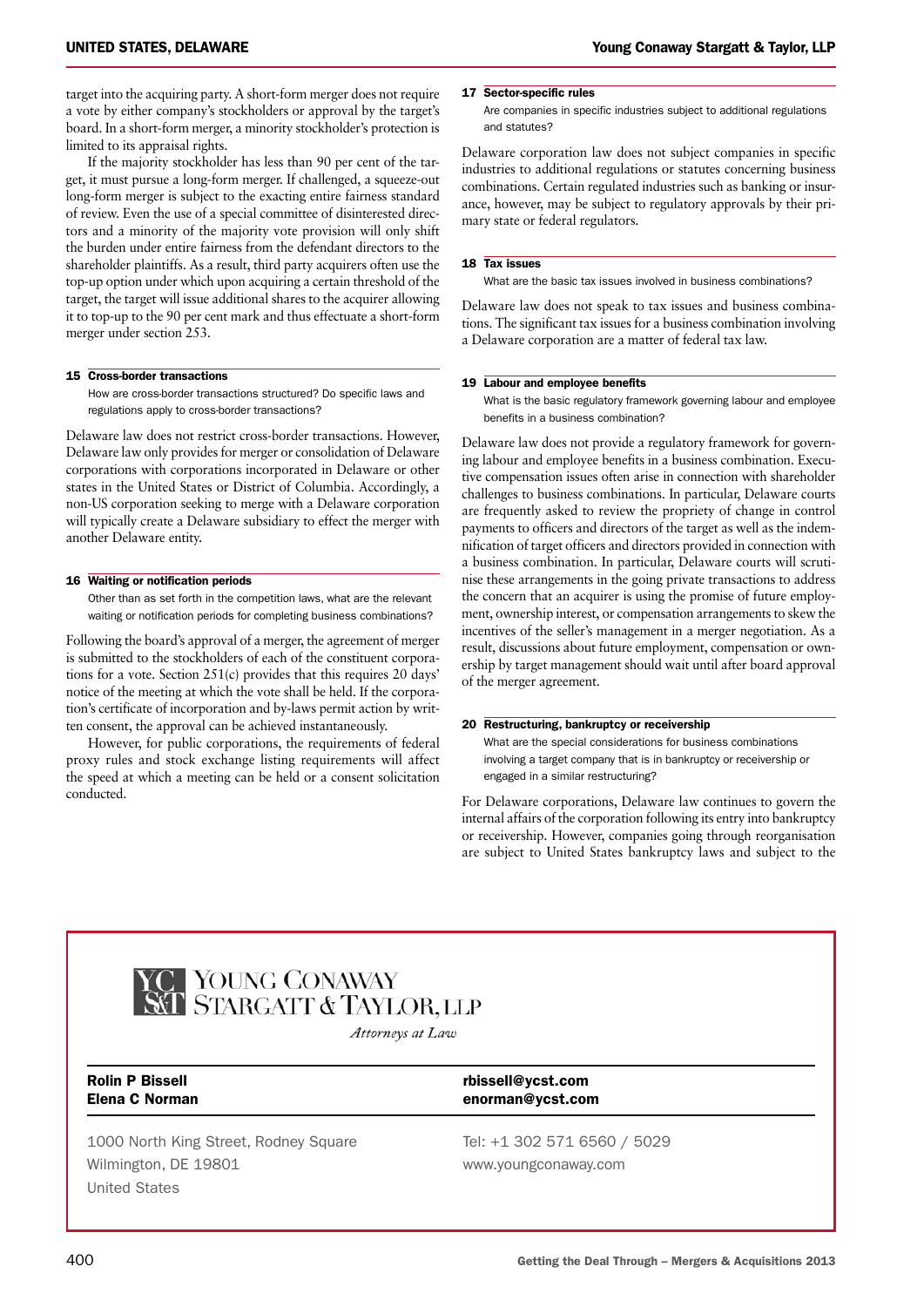target into the acquiring party. A short-form merger does not require a vote by either company's stockholders or approval by the target's board. In a short-form merger, a minority stockholder's protection is limited to its appraisal rights.

If the majority stockholder has less than 90 per cent of the target, it must pursue a long-form merger. If challenged, a squeeze-out long-form merger is subject to the exacting entire fairness standard of review. Even the use of a special committee of disinterested directors and a minority of the majority vote provision will only shift the burden under entire fairness from the defendant directors to the shareholder plaintiffs. As a result, third party acquirers often use the top-up option under which upon acquiring a certain threshold of the target, the target will issue additional shares to the acquirer allowing it to top-up to the 90 per cent mark and thus effectuate a short-form merger under section 253.

### 15 Cross-border transactions

How are cross-border transactions structured? Do specific laws and regulations apply to cross-border transactions?

Delaware law does not restrict cross-border transactions. However, Delaware law only provides for merger or consolidation of Delaware corporations with corporations incorporated in Delaware or other states in the United States or District of Columbia. Accordingly, a non-US corporation seeking to merge with a Delaware corporation will typically create a Delaware subsidiary to effect the merger with another Delaware entity.

### 16 Waiting or notification periods

Other than as set forth in the competition laws, what are the relevant waiting or notification periods for completing business combinations?

Following the board's approval of a merger, the agreement of merger is submitted to the stockholders of each of the constituent corporations for a vote. Section 251(c) provides that this requires 20 days' notice of the meeting at which the vote shall be held. If the corporation's certificate of incorporation and by-laws permit action by written consent, the approval can be achieved instantaneously.

However, for public corporations, the requirements of federal proxy rules and stock exchange listing requirements will affect the speed at which a meeting can be held or a consent solicitation conducted.

### 17 Sector-specific rules

Are companies in specific industries subject to additional regulations and statutes?

Delaware corporation law does not subject companies in specific industries to additional regulations or statutes concerning business combinations. Certain regulated industries such as banking or insurance, however, may be subject to regulatory approvals by their primary state or federal regulators.

### 18 Tax issues

What are the basic tax issues involved in business combinations?

Delaware law does not speak to tax issues and business combinations. The significant tax issues for a business combination involving a Delaware corporation are a matter of federal tax law.

### 19 Labour and employee benefits

What is the basic regulatory framework governing labour and employee benefits in a business combination?

Delaware law does not provide a regulatory framework for governing labour and employee benefits in a business combination. Executive compensation issues often arise in connection with shareholder challenges to business combinations. In particular, Delaware courts are frequently asked to review the propriety of change in control payments to officers and directors of the target as well as the indemnification of target officers and directors provided in connection with a business combination. In particular, Delaware courts will scrutinise these arrangements in the going private transactions to address the concern that an acquirer is using the promise of future employment, ownership interest, or compensation arrangements to skew the incentives of the seller's management in a merger negotiation. As a result, discussions about future employment, compensation or ownership by target management should wait until after board approval of the merger agreement.

### 20 Restructuring, bankruptcy or receivership

What are the special considerations for business combinations involving a target company that is in bankruptcy or receivership or engaged in a similar restructuring?

For Delaware corporations, Delaware law continues to govern the internal affairs of the corporation following its entry into bankruptcy or receivership. However, companies going through reorganisation are subject to United States bankruptcy laws and subject to the

---

**Young Conaway Stargatt & Taylor, LLP**
*Attorneys at Law*

| | |
|---|---|
| **Rolin P Bissell** | **rbissell@ycst.com** |
| **Elena C Norman** | **enorman@ycst.com** |
| 1000 North King Street, Rodney Square<br>Wilmington, DE 19801<br>United States | Tel: +1 302 571 6560 / 5029<br>www.youngconaway.com |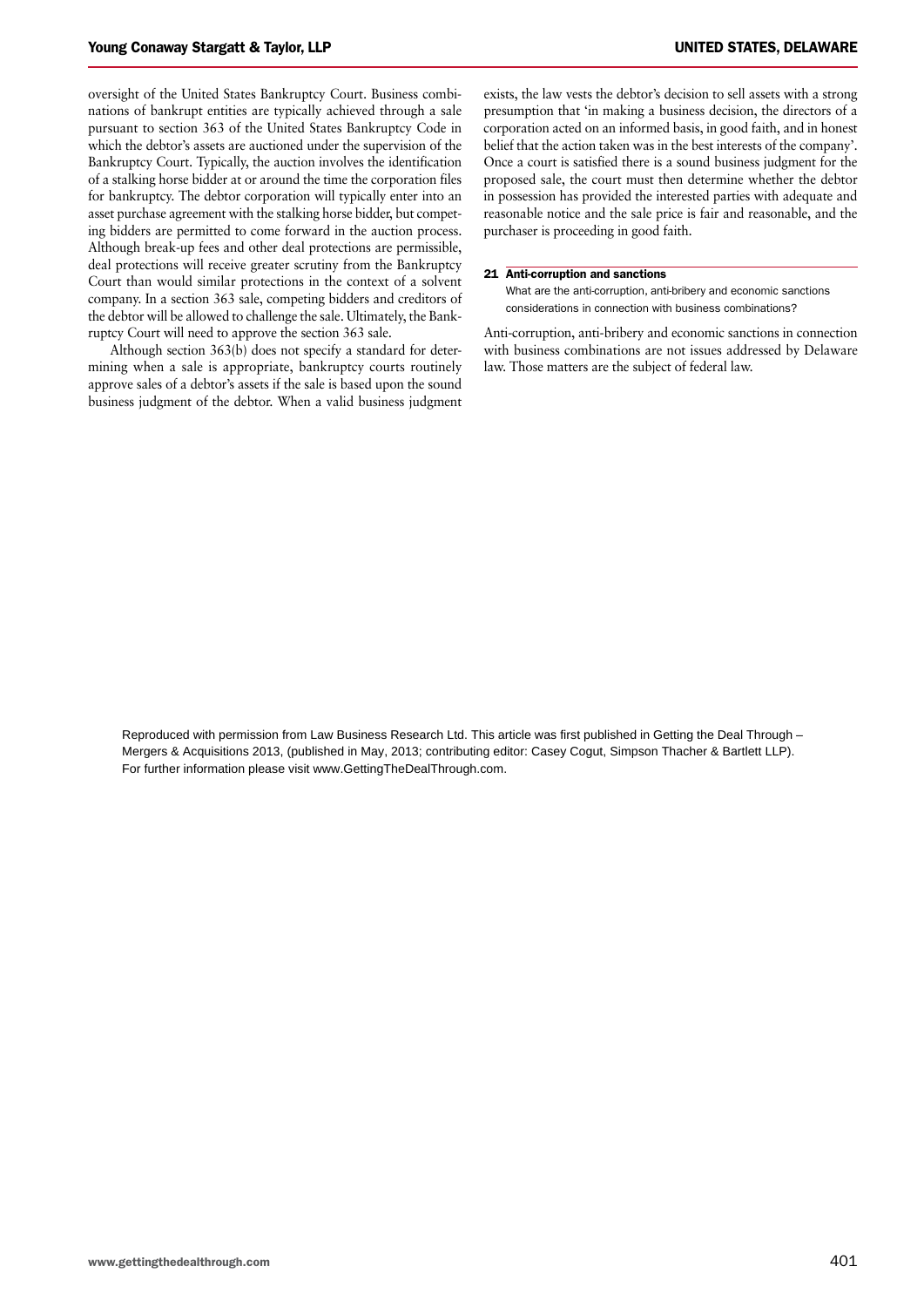oversight of the United States Bankruptcy Court. Business combinations of bankrupt entities are typically achieved through a sale pursuant to section 363 of the United States Bankruptcy Code in which the debtor's assets are auctioned under the supervision of the Bankruptcy Court. Typically, the auction involves the identification of a stalking horse bidder at or around the time the corporation files for bankruptcy. The debtor corporation will typically enter into an asset purchase agreement with the stalking horse bidder, but competing bidders are permitted to come forward in the auction process. Although break-up fees and other deal protections are permissible, deal protections will receive greater scrutiny from the Bankruptcy Court than would similar protections in the context of a solvent company. In a section 363 sale, competing bidders and creditors of the debtor will be allowed to challenge the sale. Ultimately, the Bankruptcy Court will need to approve the section 363 sale.

Although section 363(b) does not specify a standard for determining when a sale is appropriate, bankruptcy courts routinely approve sales of a debtor's assets if the sale is based upon the sound business judgment of the debtor. When a valid business judgment exists, the law vests the debtor's decision to sell assets with a strong presumption that 'in making a business decision, the directors of a corporation acted on an informed basis, in good faith, and in honest belief that the action taken was in the best interests of the company'. Once a court is satisfied there is a sound business judgment for the proposed sale, the court must then determine whether the debtor in possession has provided the interested parties with adequate and reasonable notice and the sale price is fair and reasonable, and the purchaser is proceeding in good faith.

### 21 Anti-corruption and sanctions

What are the anti-corruption, anti-bribery and economic sanctions considerations in connection with business combinations?

Anti-corruption, anti-bribery and economic sanctions in connection with business combinations are not issues addressed by Delaware law. Those matters are the subject of federal law.

Reproduced with permission from Law Business Research Ltd. This article was first published in Getting the Deal Through – Mergers & Acquisitions 2013, (published in May, 2013; contributing editor: Casey Cogut, Simpson Thacher & Bartlett LLP). For further information please visit www.GettingTheDealThrough.com.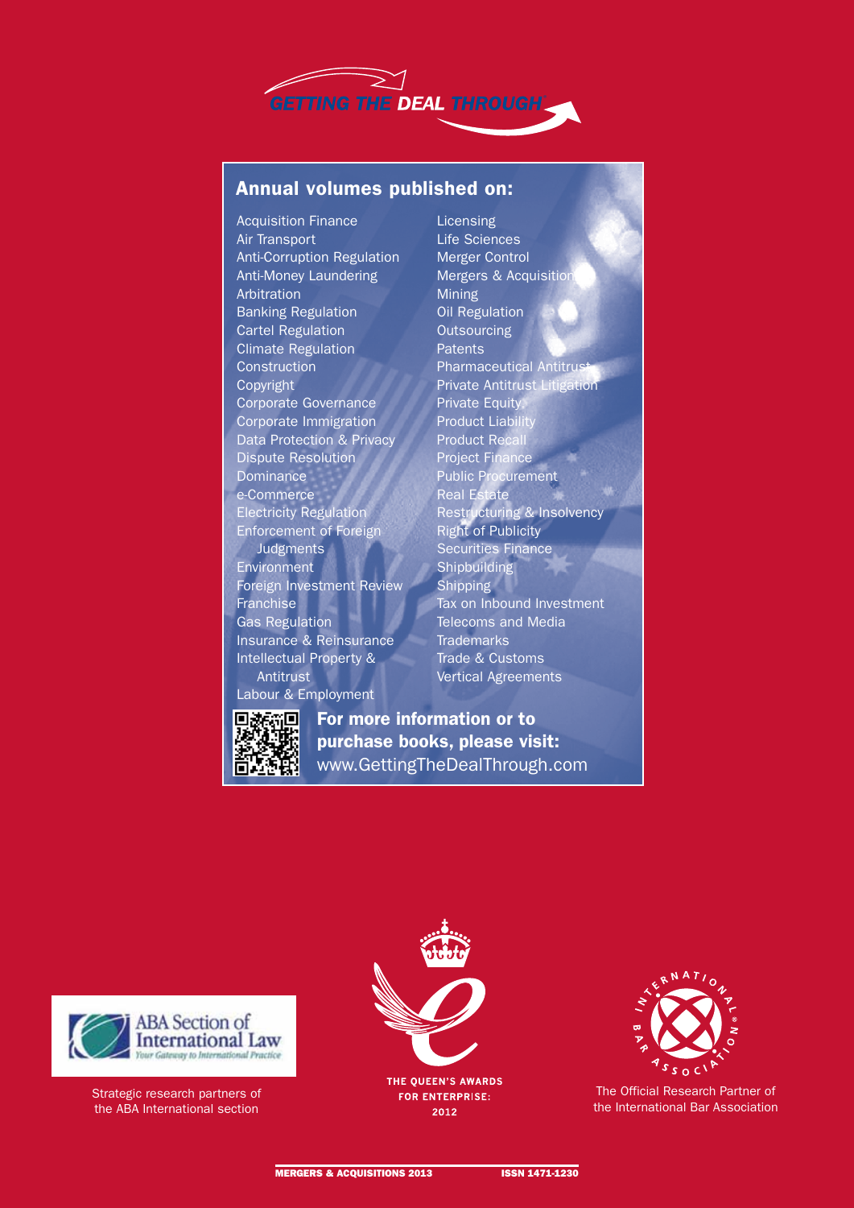GETTING THE DEAL THROUGH

## Annual volumes published on:

- Acquisition Finance
- Air Transport
- Anti-Corruption Regulation
- Anti-Money Laundering
- Arbitration
- Banking Regulation
- Cartel Regulation
- Climate Regulation
- Construction
- Copyright
- Corporate Governance
- Corporate Immigration
- Data Protection & Privacy
- Dispute Resolution
- Dominance
- e-Commerce
- Electricity Regulation
- Enforcement of Foreign Judgments
- Environment
- Foreign Investment Review
- Franchise
- Gas Regulation
- Insurance & Reinsurance
- Intellectual Property & Antitrust
- Labour & Employment
- Licensing
- Life Sciences
- Merger Control
- Mergers & Acquisitions
- Mining
- Oil Regulation
- Outsourcing
- Patents
- Pharmaceutical Antitrust
- Private Antitrust Litigation
- Private Equity
- Product Liability
- Product Recall
- Project Finance
- Public Procurement
- Real Estate
- Restructuring & Insolvency
- Right of Publicity
- Securities Finance
- Shipbuilding
- Shipping
- Tax on Inbound Investment
- Telecoms and Media
- Trademarks
- Trade & Customs
- Vertical Agreements

**For more information or to purchase books, please visit:**
www.GettingTheDealThrough.com

ABA Section of International Law
Your Gateway to International Practice

Strategic research partners of the ABA International section

THE QUEEN'S AWARDS FOR ENTERPRISE: 2012

International Bar Association

The Official Research Partner of the International Bar Association

MERGERS & ACQUISITIONS 2013 ISSN 1471-1230